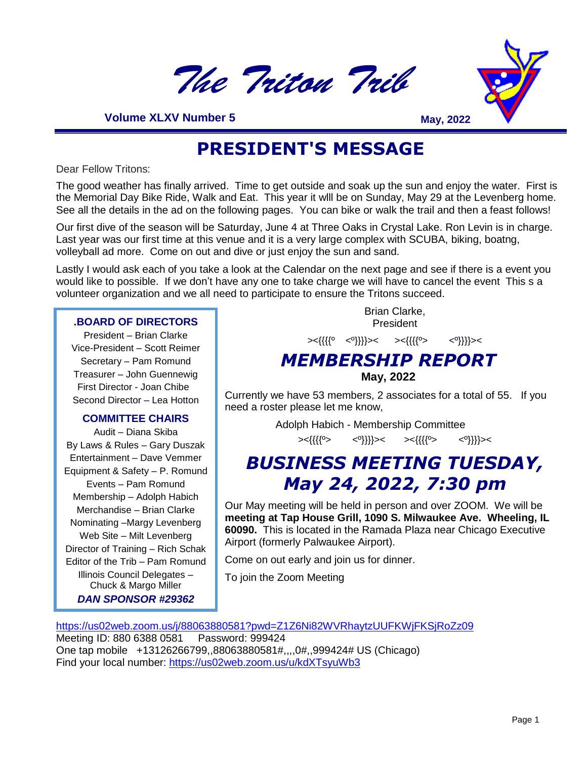# *The Triton Trib*

**Volume XLXV Number 5** **May, 2022**

## PRESIDENT'S MESSAGE

Dear Fellow Tritons:

The good weather has finally arrived. Time to get outside and soak up the sun and enjoy the water. First is the Memorial Day Bike Ride, Walk and Eat. This year it wlll be on Sunday, May 29 at the Levenberg home. See all the details in the ad on the following pages. You can bike or walk the trail and then a feast follows!

Our first dive of the season will be Saturday, June 4 at Three Oaks in Crystal Lake. Ron Levin is in charge. Last year was our first time at this venue and it is a very large complex with SCUBA, biking, boatng, volleyball ad more. Come on out and dive or just enjoy the sun and sand.

Lastly I would ask each of you take a look at the Calendar on the next page and see if there is a event you would like to possible. If we don't have any one to take charge we will have to cancel the event This s a volunteer organization and we all need to participate to ensure the Tritons succeed.

Brian Clarke,
President

><{{{{º <º}}}}>< ><{{{{º> <º}}}}><

### .BOARD OF DIRECTORS

President – Brian Clarke
Vice-President – Scott Reimer
Secretary – Pam Romund
Treasurer – John Guennewig
First Director - Joan Chibe
Second Director – Lea Hotton

### COMMITTEE CHAIRS

Audit – Diana Skiba
By Laws & Rules – Gary Duszak
Entertainment – Dave Vemmer
Equipment & Safety – P. Romund
Events – Pam Romund
Membership – Adolph Habich
Merchandise – Brian Clarke
Nominating –Margy Levenberg
Web Site – Milt Levenberg
Director of Training – Rich Schak
Editor of the Trib – Pam Romund
Illinois Council Delegates – Chuck & Margo Miller

***DAN SPONSOR #29362***

## *MEMBERSHIP REPORT*

**May, 2022**

Currently we have 53 members, 2 associates for a total of 55. If you need a roster please let me know,

Adolph Habich - Membership Committee

><{{{{º> <º}}}}>< ><{{{{º> <º}}}}><

## *BUSINESS MEETING TUESDAY, May 24, 2022, 7:30 pm*

Our May meeting will be held in person and over ZOOM. We will be **meeting at Tap House Grill, 1090 S. Milwaukee Ave. Wheeling, IL 60090.** This is located in the Ramada Plaza near Chicago Executive Airport (formerly Palwaukee Airport).

Come on out early and join us for dinner.

To join the Zoom Meeting

https://us02web.zoom.us/j/88063880581?pwd=Z1Z6Ni82WVRhaytzUUFKWjFKSjRoZz09
Meeting ID: 880 6388 0581 Password: 999424
One tap mobile +13126266799,,88063880581#,,,,0#,,999424# US (Chicago)
Find your local number: https://us02web.zoom.us/u/kdXTsyuWb3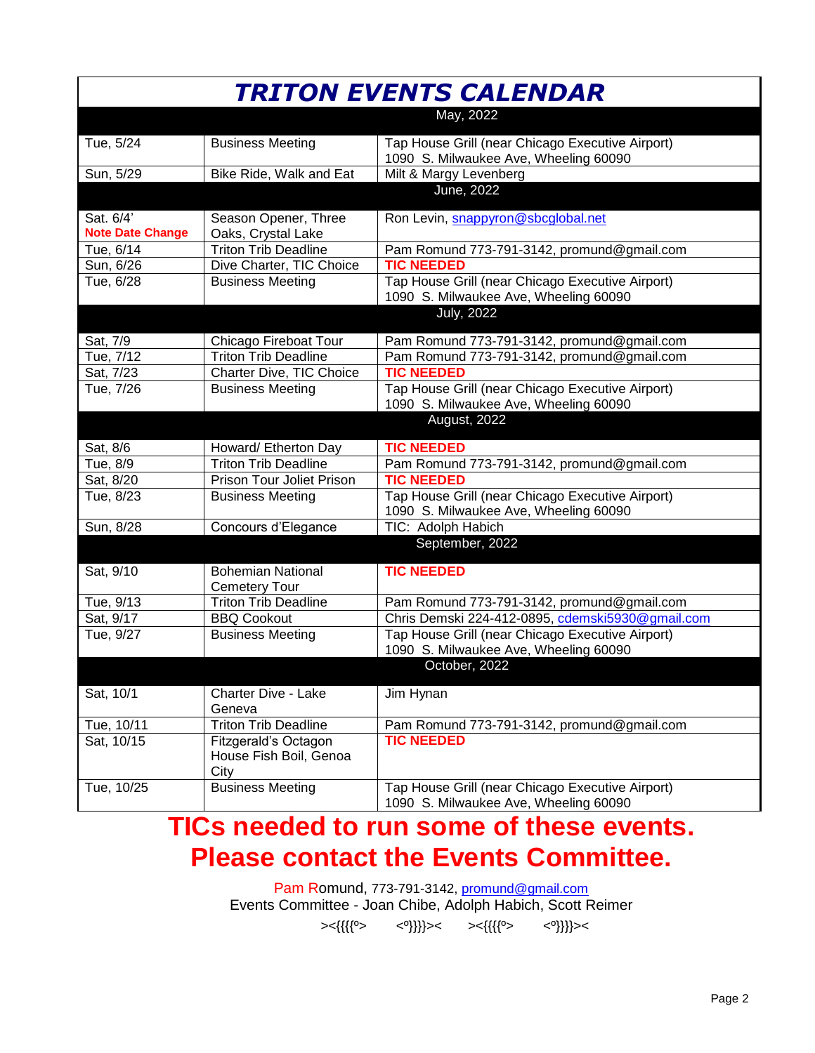# TRITON EVENTS CALENDAR

| | | |
|---|---|---|
| **May, 2022** | | |
| Tue, 5/24 | Business Meeting | Tap House Grill (near Chicago Executive Airport) 1090 S. Milwaukee Ave, Wheeling 60090 |
| Sun, 5/29 | Bike Ride, Walk and Eat | Milt & Margy Levenberg |
| **June, 2022** | | |
| Sat. 6/4' **Note Date Change** | Season Opener, Three Oaks, Crystal Lake | Ron Levin, snappyron@sbcglobal.net |
| Tue, 6/14 | Triton Trib Deadline | Pam Romund 773-791-3142, promund@gmail.com |
| Sun, 6/26 | Dive Charter, TIC Choice | **TIC NEEDED** |
| Tue, 6/28 | Business Meeting | Tap House Grill (near Chicago Executive Airport) 1090 S. Milwaukee Ave, Wheeling 60090 |
| **July, 2022** | | |
| Sat, 7/9 | Chicago Fireboat Tour | Pam Romund 773-791-3142, promund@gmail.com |
| Tue, 7/12 | Triton Trib Deadline | Pam Romund 773-791-3142, promund@gmail.com |
| Sat, 7/23 | Charter Dive, TIC Choice | **TIC NEEDED** |
| Tue, 7/26 | Business Meeting | Tap House Grill (near Chicago Executive Airport) 1090 S. Milwaukee Ave, Wheeling 60090 |
| **August, 2022** | | |
| Sat, 8/6 | Howard/ Etherton Day | **TIC NEEDED** |
| Tue, 8/9 | Triton Trib Deadline | Pam Romund 773-791-3142, promund@gmail.com |
| Sat, 8/20 | Prison Tour Joliet Prison | **TIC NEEDED** |
| Tue, 8/23 | Business Meeting | Tap House Grill (near Chicago Executive Airport) 1090 S. Milwaukee Ave, Wheeling 60090 |
| Sun, 8/28 | Concours d'Elegance | TIC: Adolph Habich |
| **September, 2022** | | |
| Sat, 9/10 | Bohemian National Cemetery Tour | **TIC NEEDED** |
| Tue, 9/13 | Triton Trib Deadline | Pam Romund 773-791-3142, promund@gmail.com |
| Sat, 9/17 | BBQ Cookout | Chris Demski 224-412-0895, cdemski5930@gmail.com |
| Tue, 9/27 | Business Meeting | Tap House Grill (near Chicago Executive Airport) 1090 S. Milwaukee Ave, Wheeling 60090 |
| **October, 2022** | | |
| Sat, 10/1 | Charter Dive - Lake Geneva | Jim Hynan |
| Tue, 10/11 | Triton Trib Deadline | Pam Romund 773-791-3142, promund@gmail.com |
| Sat, 10/15 | Fitzgerald's Octagon House Fish Boil, Genoa City | **TIC NEEDED** |
| Tue, 10/25 | Business Meeting | Tap House Grill (near Chicago Executive Airport) 1090 S. Milwaukee Ave, Wheeling 60090 |

**TICs needed to run some of these events.**
**Please contact the Events Committee.**

Pam Romund, 773-791-3142, promund@gmail.com
Events Committee - Joan Chibe, Adolph Habich, Scott Reimer

><{{{º> <º}}}>< ><{{{º> <º}}}><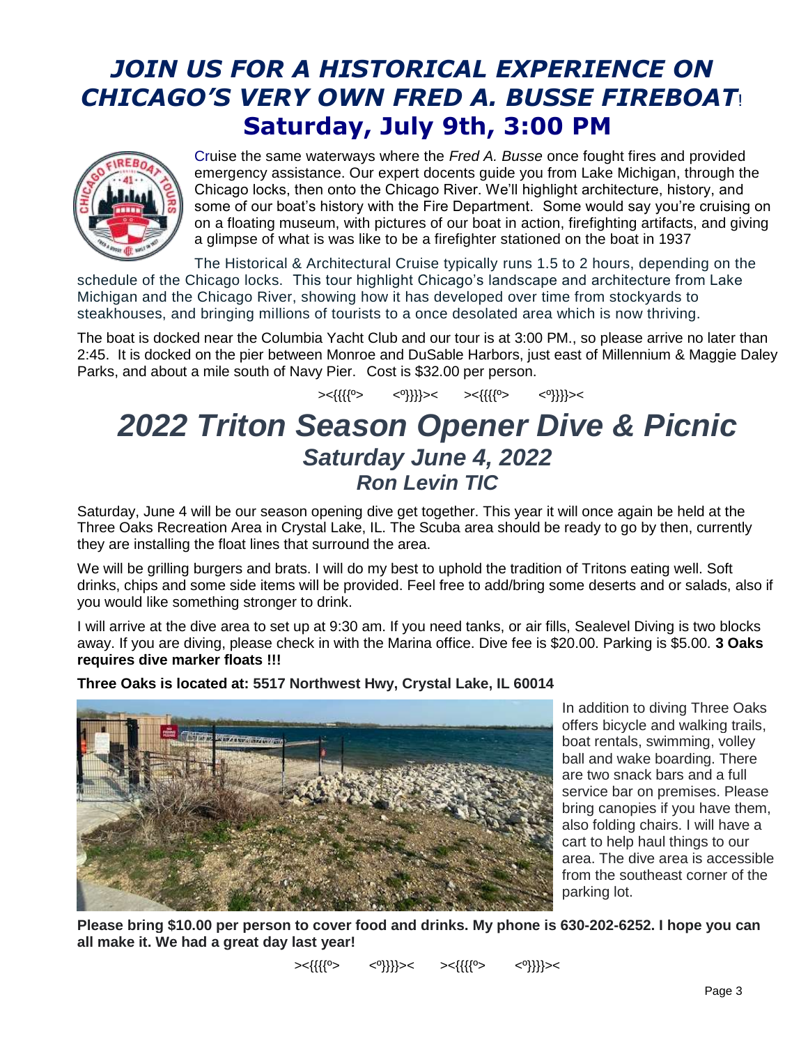# *JOIN US FOR A HISTORICAL EXPERIENCE ON CHICAGO'S VERY OWN FRED A. BUSSE FIREBOAT*!

## Saturday, July 9th, 3:00 PM

Cruise the same waterways where the *Fred A. Busse* once fought fires and provided emergency assistance. Our expert docents guide you from Lake Michigan, through the Chicago locks, then onto the Chicago River. We'll highlight architecture, history, and some of our boat's history with the Fire Department. Some would say you're cruising on on a floating museum, with pictures of our boat in action, firefighting artifacts, and giving a glimpse of what is was like to be a firefighter stationed on the boat in 1937

The Historical & Architectural Cruise typically runs 1.5 to 2 hours, depending on the schedule of the Chicago locks. This tour highlight Chicago's landscape and architecture from Lake Michigan and the Chicago River, showing how it has developed over time from stockyards to steakhouses, and bringing millions of tourists to a once desolated area which is now thriving.

The boat is docked near the Columbia Yacht Club and our tour is at 3:00 PM., so please arrive no later than 2:45. It is docked on the pier between Monroe and DuSable Harbors, just east of Millennium & Maggie Daley Parks, and about a mile south of Navy Pier. Cost is $32.00 per person.

><{{{{º> <º}}}}>< ><{{{{º> <º}}}}><

# *2022 Triton Season Opener Dive & Picnic*

## *Saturday June 4, 2022*

## *Ron Levin TIC*

Saturday, June 4 will be our season opening dive get together. This year it will once again be held at the Three Oaks Recreation Area in Crystal Lake, IL. The Scuba area should be ready to go by then, currently they are installing the float lines that surround the area.

We will be grilling burgers and brats. I will do my best to uphold the tradition of Tritons eating well. Soft drinks, chips and some side items will be provided. Feel free to add/bring some deserts and or salads, also if you would like something stronger to drink.

I will arrive at the dive area to set up at 9:30 am. If you need tanks, or air fills, Sealevel Diving is two blocks away. If you are diving, please check in with the Marina office. Dive fee is $20.00. Parking is $5.00. **3 Oaks requires dive marker floats !!!**

**Three Oaks is located at: 5517 Northwest Hwy, Crystal Lake, IL 60014**

In addition to diving Three Oaks offers bicycle and walking trails, boat rentals, swimming, volley ball and wake boarding. There are two snack bars and a full service bar on premises. Please bring canopies if you have them, also folding chairs. I will have a cart to help haul things to our area. The dive area is accessible from the southeast corner of the parking lot.

**Please bring $10.00 per person to cover food and drinks. My phone is 630-202-6252. I hope you can all make it. We had a great day last year!**

><{{{{º> <º}}}}>< ><{{{{º> <º}}}}><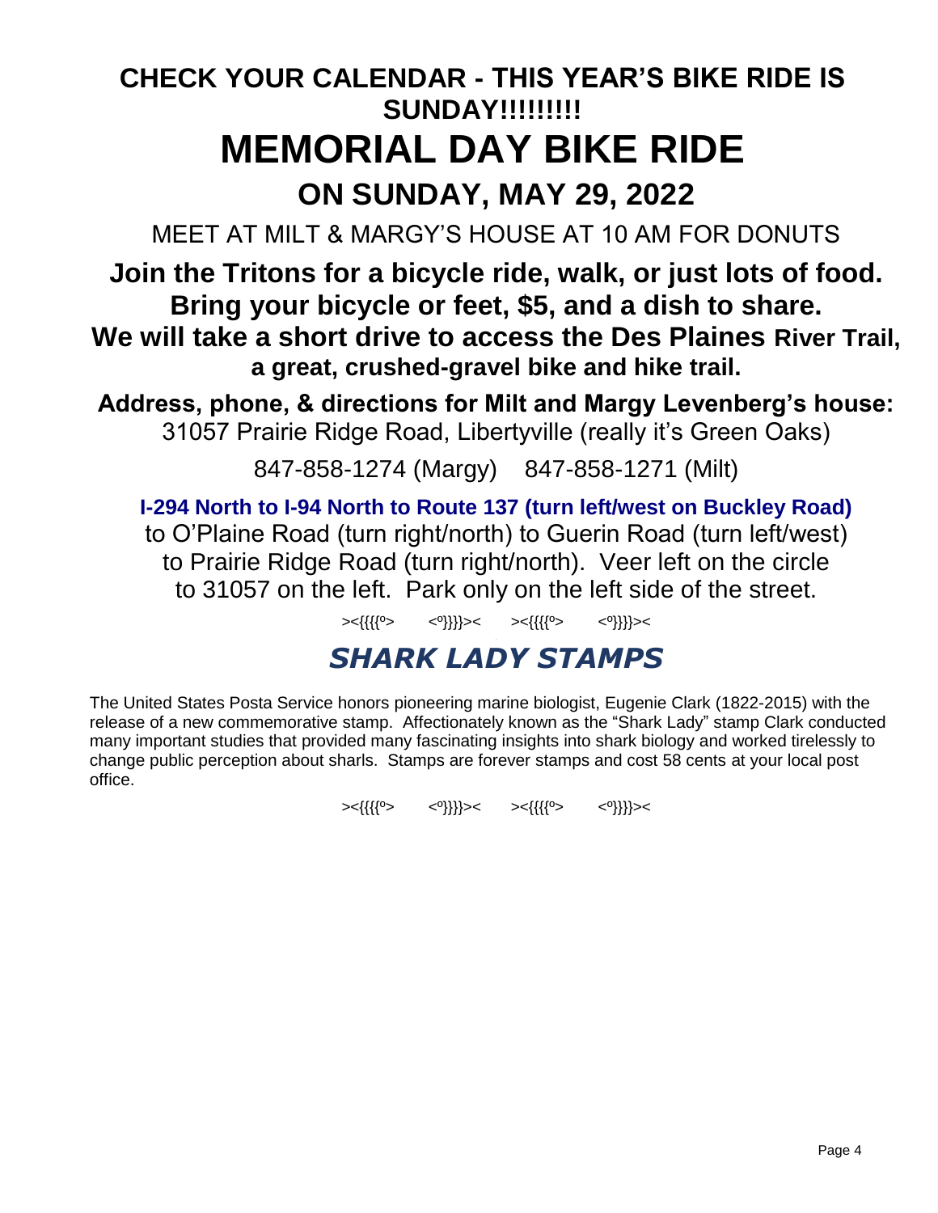**CHECK YOUR CALENDAR - THIS YEAR'S BIKE RIDE IS SUNDAY!!!!!!!!!**

# MEMORIAL DAY BIKE RIDE

## ON SUNDAY, MAY 29, 2022

MEET AT MILT & MARGY'S HOUSE AT 10 AM FOR DONUTS

**Join the Tritons for a bicycle ride, walk, or just lots of food.**
**Bring your bicycle or feet, $5, and a dish to share.**
**We will take a short drive to access the Des Plaines River Trail, a great, crushed-gravel bike and hike trail.**

**Address, phone, & directions for Milt and Margy Levenberg's house:**
31057 Prairie Ridge Road, Libertyville (really it's Green Oaks)

847-858-1274 (Margy)    847-858-1271 (Milt)

**I-294 North to I-94 North to Route 137 (turn left/west on Buckley Road)** to O'Plaine Road (turn right/north) to Guerin Road (turn left/west) to Prairie Ridge Road (turn right/north). Veer left on the circle to 31057 on the left. Park only on the left side of the street.

><{{{{º>    <º}}}}><    ><{{{{º>    <º}}}}><

## *SHARK LADY STAMPS*

The United States Posta Service honors pioneering marine biologist, Eugenie Clark (1822-2015) with the release of a new commemorative stamp. Affectionately known as the "Shark Lady" stamp Clark conducted many important studies that provided many fascinating insights into shark biology and worked tirelessly to change public perception about sharls. Stamps are forever stamps and cost 58 cents at your local post office.

><{{{{º>    <º}}}}><    ><{{{{º>    <º}}}}><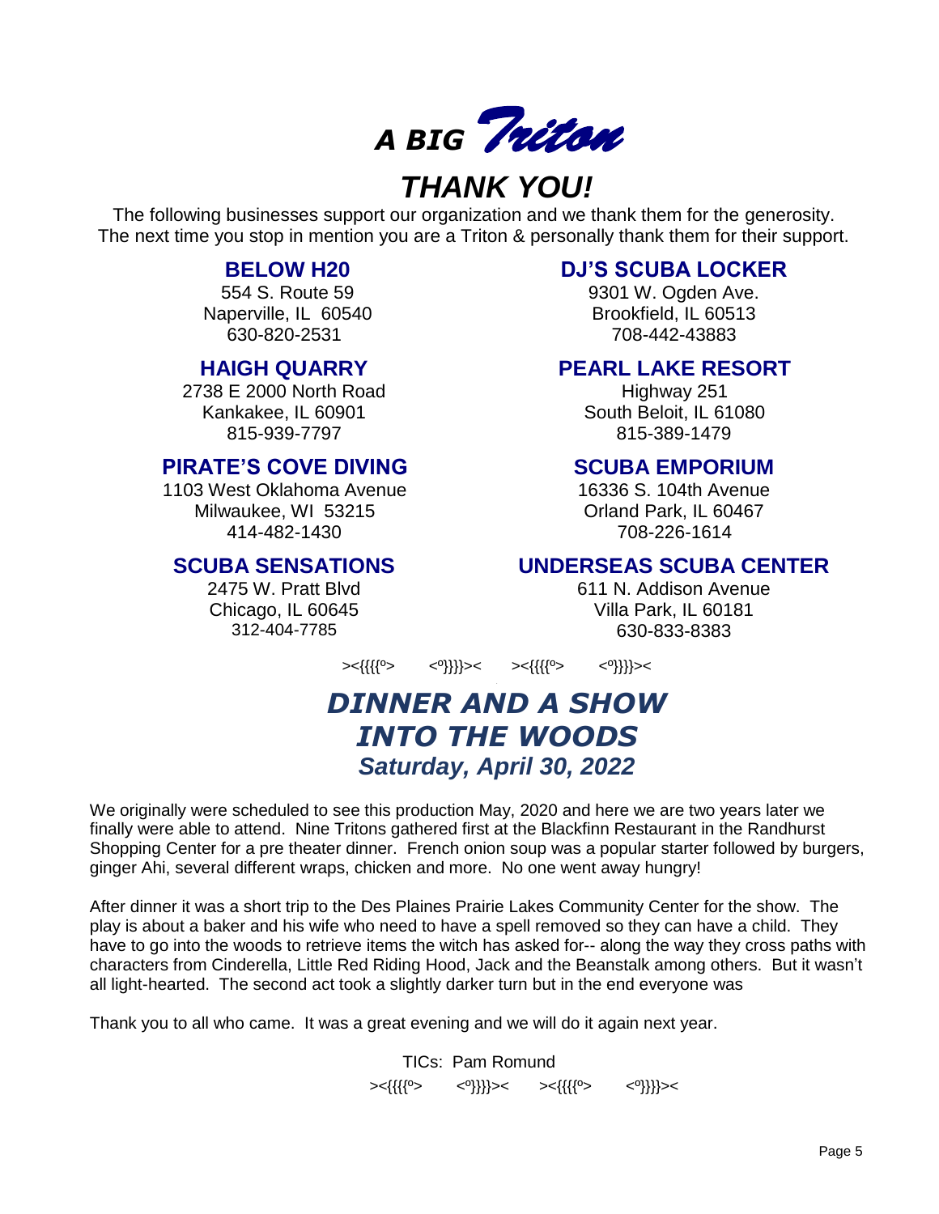# *A BIG Triton THANK YOU!*

The following businesses support our organization and we thank them for the generosity. The next time you stop in mention you are a Triton & personally thank them for their support.

**BELOW H20**
554 S. Route 59
Naperville, IL 60540
630-820-2531

**DJ'S SCUBA LOCKER**
9301 W. Ogden Ave.
Brookfield, IL 60513
708-442-43883

**HAIGH QUARRY**
2738 E 2000 North Road
Kankakee, IL 60901
815-939-7797

**PEARL LAKE RESORT**
Highway 251
South Beloit, IL 61080
815-389-1479

**PIRATE'S COVE DIVING**
1103 West Oklahoma Avenue
Milwaukee, WI 53215
414-482-1430

**SCUBA EMPORIUM**
16336 S. 104th Avenue
Orland Park, IL 60467
708-226-1614

**SCUBA SENSATIONS**
2475 W. Pratt Blvd
Chicago, IL 60645
312-404-7785

**UNDERSEAS SCUBA CENTER**
611 N. Addison Avenue
Villa Park, IL 60181
630-833-8383

><{{{{º> <º}}}}>< ><{{{{º> <º}}}}><

## *DINNER AND A SHOW INTO THE WOODS*
### *Saturday, April 30, 2022*

We originally were scheduled to see this production May, 2020 and here we are two years later we finally were able to attend. Nine Tritons gathered first at the Blackfinn Restaurant in the Randhurst Shopping Center for a pre theater dinner. French onion soup was a popular starter followed by burgers, ginger Ahi, several different wraps, chicken and more. No one went away hungry!

After dinner it was a short trip to the Des Plaines Prairie Lakes Community Center for the show. The play is about a baker and his wife who need to have a spell removed so they can have a child. They have to go into the woods to retrieve items the witch has asked for-- along the way they cross paths with characters from Cinderella, Little Red Riding Hood, Jack and the Beanstalk among others. But it wasn't all light-hearted. The second act took a slightly darker turn but in the end everyone was

Thank you to all who came. It was a great evening and we will do it again next year.

TICs: Pam Romund

><{{{{º> <º}}}}>< ><{{{{º> <º}}}}><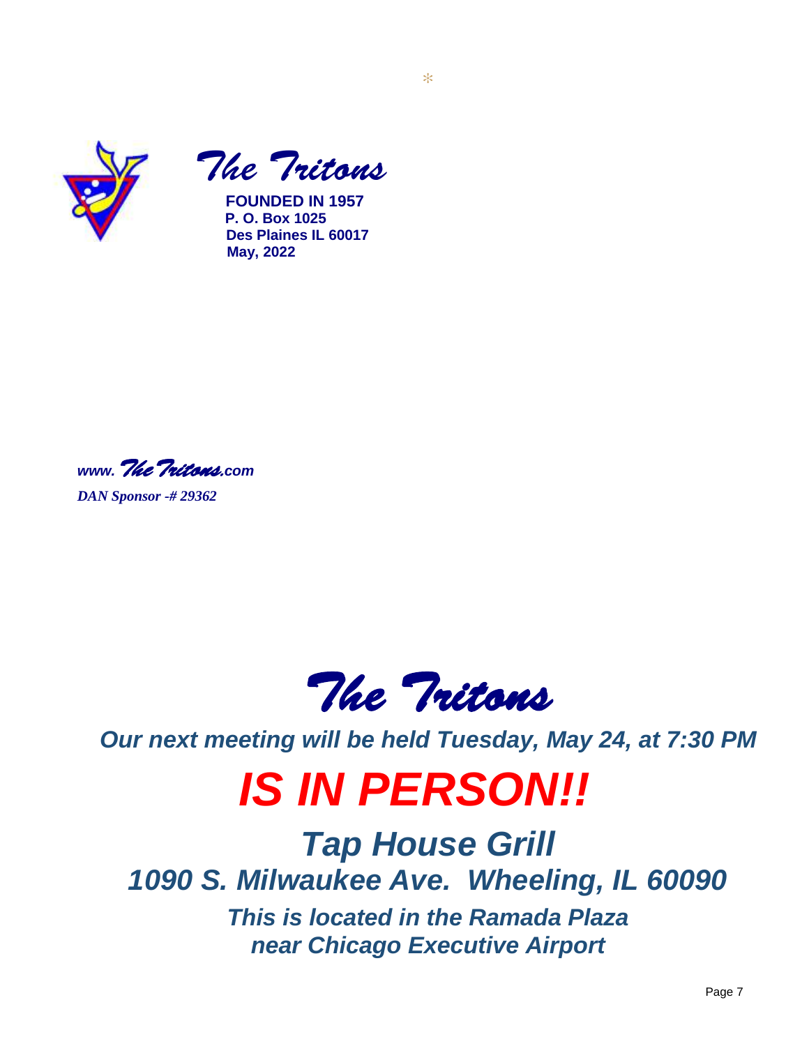*The Tritons*

**FOUNDED IN 1957**
**P. O. Box 1025**
**Des Plaines IL 60017**
**May, 2022**

***www. The Tritons.com***

***DAN Sponsor -# 29362***

# *The Tritons*

***Our next meeting will be held Tuesday, May 24, at 7:30 PM***

# ***IS IN PERSON!!***

## ***Tap House Grill***

## ***1090 S. Milwaukee Ave. Wheeling, IL 60090***

***This is located in the Ramada Plaza***
***near Chicago Executive Airport***